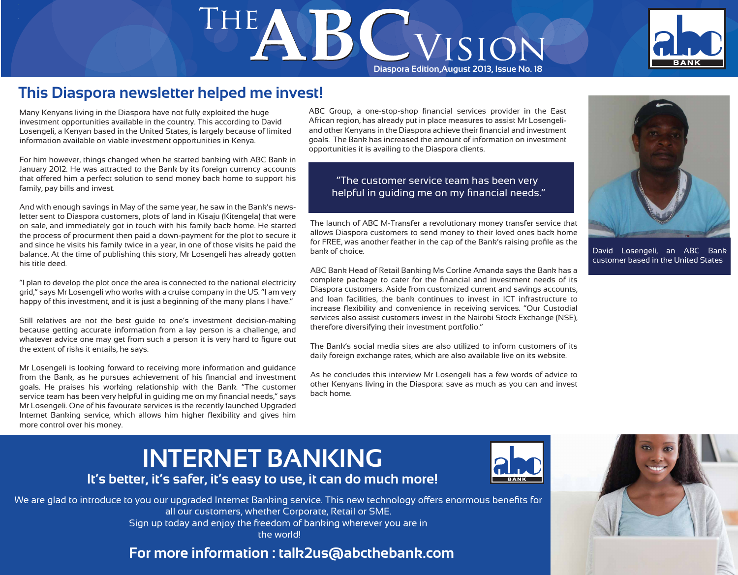# The ABC Vision

Diaspora Edition, August 2013, Issue No. 18

## This Diaspora newsletter helped me invest!

Many Kenyans living in the Diaspora have not fully exploited the huge investment opportunities available in the country. This according to David Losengeli, a Kenyan based in the United States, is largely because of limited information available on viable investment opportunities in Kenya.

For him however, things changed when he started banking with ABC Bank in January 2012. He was attracted to the Bank by its foreign currency accounts that offered him a perfect solution to send money back home to support his family, pay bills and invest.

And with enough savings in May of the same year, he saw in the Bank's newsletter sent to Diaspora customers, plots of land in Kisaju (Kitengela) that were on sale, and immediately got in touch with his family back home. He started the process of procurement then paid a down-payment for the plot to secure it and since he visits his family twice in a year, in one of those visits he paid the balance. At the time of publishing this story, Mr Losengeli has already gotten his title deed.

"I plan to develop the plot once the area is connected to the national electricity grid," says Mr Losengeli who works with a cruise company in the US. "I am very happy of this investment, and it is just a beginning of the many plans I have."

Still relatives are not the best guide to one's investment decision-making because getting accurate information from a lay person is a challenge, and whatever advice one may get from such a person it is very hard to figure out the extent of risks it entails, he says.

Mr Losengeli is looking forward to receiving more information and guidance from the Bank, as he pursues achievement of his financial and investment goals. He praises his working relationship with the Bank. "The customer service team has been very helpful in guiding me on my financial needs," says Mr Losengeli. One of his favourate services is the recently launched Upgraded Internet Banking service, which allows him higher flexibility and gives him more control over his money.

ABC Group, a one-stop-shop financial services provider in the East African region, has already put in place measures to assist Mr Losengeli- and other Kenyans in the Diaspora achieve their financial and investment goals. The Bank has increased the amount of information on investment opportunities it is availing to the Diaspora clients.

> "The customer service team has been very helpful in guiding me on my financial needs."

The launch of ABC M-Transfer a revolutionary money transfer service that allows Diaspora customers to send money to their loved ones back home for FREE, was another feather in the cap of the Bank's raising profile as the bank of choice.

ABC Bank Head of Retail Banking Ms Corline Amanda says the Bank has a complete package to cater for the financial and investment needs of its Diaspora customers. Aside from customized current and savings accounts, and loan facilities, the bank continues to invest in ICT infrastructure to increase flexibility and convenience in receiving services. "Our Custodial services also assist customers invest in the Nairobi Stock Exchange (NSE), therefore diversifying their investment portfolio."

The Bank's social media sites are also utilized to inform customers of its daily foreign exchange rates, which are also available live on its website.

As he concludes this interview Mr Losengeli has a few words of advice to other Kenyans living in the Diaspora: save as much as you can and invest back home.

David Losengeli, an ABC Bank customer based in the United States

# INTERNET BANKING

**It's better, it's safer, it's easy to use, it can do much more!**

We are glad to introduce to you our upgraded Internet Banking service. This new technology offers enormous benefits for all our customers, whether Corporate, Retail or SME.
Sign up today and enjoy the freedom of banking wherever you are in the world!

**For more information : talk2us@abcthebank.com**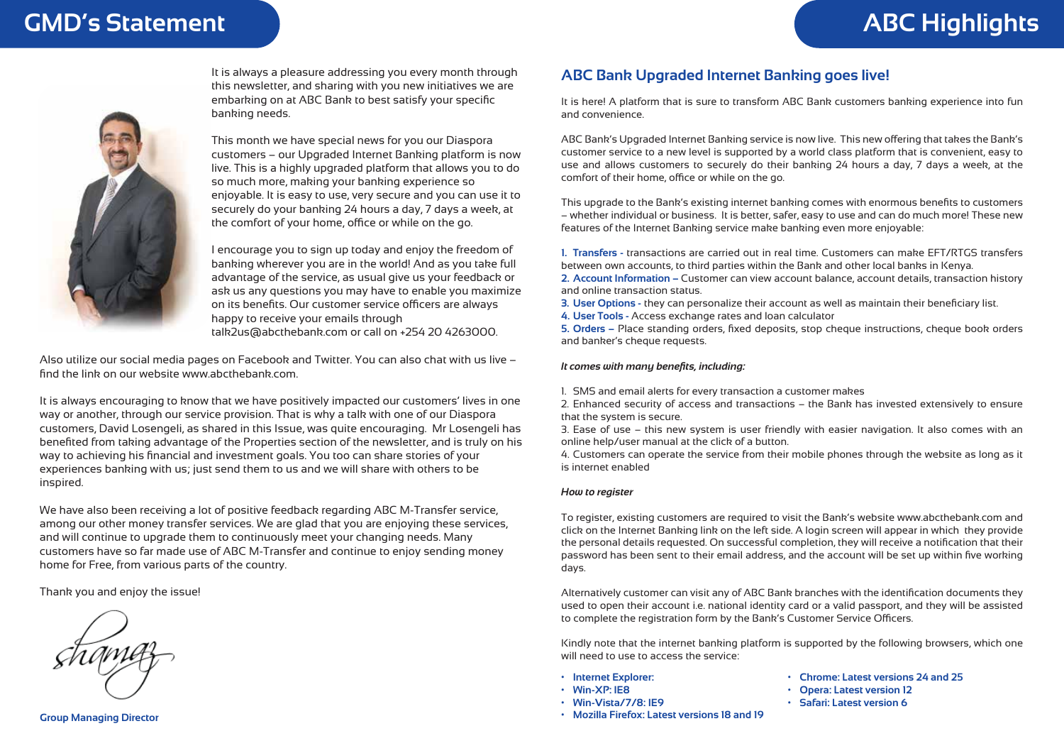# GMD's Statement

It is always a pleasure addressing you every month through this newsletter, and sharing with you new initiatives we are embarking on at ABC Bank to best satisfy your specific banking needs.

This month we have special news for you our Diaspora customers – our Upgraded Internet Banking platform is now live. This is a highly upgraded platform that allows you to do so much more, making your banking experience so enjoyable. It is easy to use, very secure and you can use it to securely do your banking 24 hours a day, 7 days a week, at the comfort of your home, office or while on the go.

I encourage you to sign up today and enjoy the freedom of banking wherever you are in the world! And as you take full advantage of the service, as usual give us your feedback or ask us any questions you may have to enable you maximize on its benefits. Our customer service officers are always happy to receive your emails through talk2us@abcthebank.com or call on +254 20 4263000.

Also utilize our social media pages on Facebook and Twitter. You can also chat with us live – find the link on our website www.abcthebank.com.

It is always encouraging to know that we have positively impacted our customers' lives in one way or another, through our service provision. That is why a talk with one of our Diaspora customers, David Losengeli, as shared in this Issue, was quite encouraging. Mr Losengeli has benefited from taking advantage of the Properties section of the newsletter, and is truly on his way to achieving his financial and investment goals. You too can share stories of your experiences banking with us; just send them to us and we will share with others to be inspired.

We have also been receiving a lot of positive feedback regarding ABC M-Transfer service, among our other money transfer services. We are glad that you are enjoying these services, and will continue to upgrade them to continuously meet your changing needs. Many customers have so far made use of ABC M-Transfer and continue to enjoy sending money home for Free, from various parts of the country.

Thank you and enjoy the issue!

Shamaz

**Group Managing Director**

# ABC Highlights

## ABC Bank Upgraded Internet Banking goes live!

It is here! A platform that is sure to transform ABC Bank customers banking experience into fun and convenience.

ABC Bank's Upgraded Internet Banking service is now live. This new offering that takes the Bank's customer service to a new level is supported by a world class platform that is convenient, easy to use and allows customers to securely do their banking 24 hours a day, 7 days a week, at the comfort of their home, office or while on the go.

This upgrade to the Bank's existing internet banking comes with enormous benefits to customers – whether individual or business. It is better, safer, easy to use and can do much more! These new features of the Internet Banking service make banking even more enjoyable:

1. **Transfers -** transactions are carried out in real time. Customers can make EFT/RTGS transfers between own accounts, to third parties within the Bank and other local banks in Kenya.
2. **Account Information –** Customer can view account balance, account details, transaction history and online transaction status.
3. **User Options -** they can personalize their account as well as maintain their beneficiary list.
4. **User Tools -** Access exchange rates and loan calculator
5. **Orders –** Place standing orders, fixed deposits, stop cheque instructions, cheque book orders and banker's cheque requests.

***It comes with many benefits, including:***

1. SMS and email alerts for every transaction a customer makes
2. Enhanced security of access and transactions – the Bank has invested extensively to ensure that the system is secure.
3. Ease of use – this new system is user friendly with easier navigation. It also comes with an online help/user manual at the click of a button.
4. Customers can operate the service from their mobile phones through the website as long as it is internet enabled

***How to register***

To register, existing customers are required to visit the Bank's website www.abcthebank.com and click on the Internet Banking link on the left side. A login screen will appear in which they provide the personal details requested. On successful completion, they will receive a notification that their password has been sent to their email address, and the account will be set up within five working days.

Alternatively customer can visit any of ABC Bank branches with the identification documents they used to open their account i.e. national identity card or a valid passport, and they will be assisted to complete the registration form by the Bank's Customer Service Officers.

Kindly note that the internet banking platform is supported by the following browsers, which one will need to use to access the service:

- **Internet Explorer:**
- **Win-XP: IE8**
- **Win-Vista/7/8: IE9**
- **Mozilla Firefox: Latest versions 18 and 19**
- **Chrome: Latest versions 24 and 25**
- **Opera: Latest version 12**
- **Safari: Latest version 6**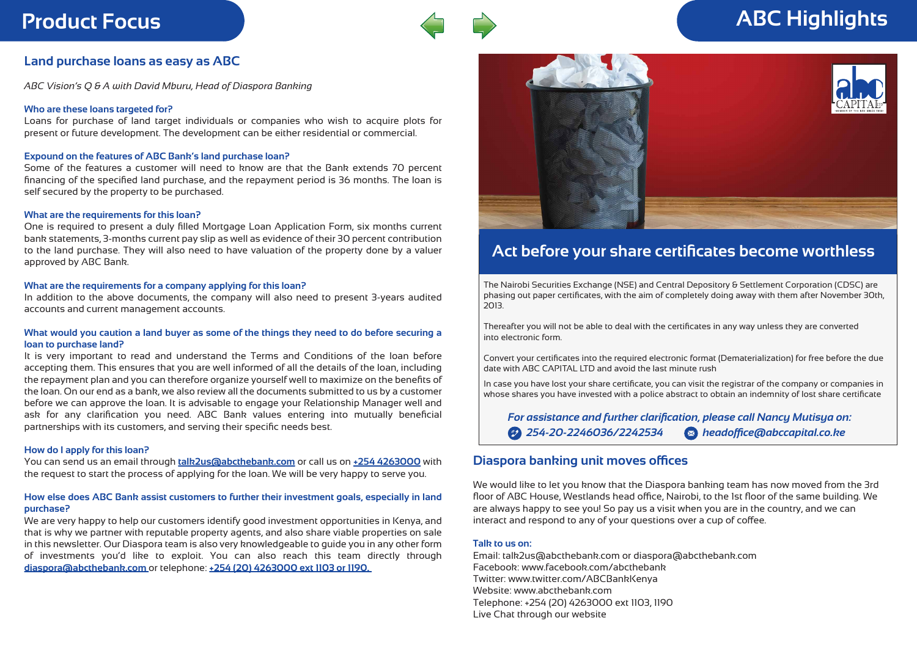# Product Focus

## Land purchase loans as easy as ABC

*ABC Vision's Q & A with David Mburu, Head of Diaspora Banking*

### Who are these loans targeted for?

Loans for purchase of land target individuals or companies who wish to acquire plots for present or future development. The development can be either residential or commercial.

### Expound on the features of ABC Bank's land purchase loan?

Some of the features a customer will need to know are that the Bank extends 70 percent financing of the specified land purchase, and the repayment period is 36 months. The loan is self secured by the property to be purchased.

### What are the requirements for this loan?

One is required to present a duly filled Mortgage Loan Application Form, six months current bank statements, 3-months current pay slip as well as evidence of their 30 percent contribution to the land purchase. They will also need to have valuation of the property done by a valuer approved by ABC Bank.

### What are the requirements for a company applying for this loan?

In addition to the above documents, the company will also need to present 3-years audited accounts and current management accounts.

### What would you caution a land buyer as some of the things they need to do before securing a loan to purchase land?

It is very important to read and understand the Terms and Conditions of the loan before accepting them. This ensures that you are well informed of all the details of the loan, including the repayment plan and you can therefore organize yourself well to maximize on the benefits of the loan. On our end as a bank, we also review all the documents submitted to us by a customer before we can approve the loan. It is advisable to engage your Relationship Manager well and ask for any clarification you need. ABC Bank values entering into mutually beneficial partnerships with its customers, and serving their specific needs best.

### How do I apply for this loan?

You can send us an email through talk2us@abcthebank.com or call us on +254 4263000 with the request to start the process of applying for the loan. We will be very happy to serve you.

### How else does ABC Bank assist customers to further their investment goals, especially in land purchase?

We are very happy to help our customers identify good investment opportunities in Kenya, and that is why we partner with reputable property agents, and also share viable properties on sale in this newsletter. Our Diaspora team is also very knowledgeable to guide you in any other form of investments you'd like to exploit. You can also reach this team directly through diaspora@abcthebank.com or telephone: +254 (20) 4263000 ext 1103 or 1190.

# ABC Highlights

## Act before your share certificates become worthless

The Nairobi Securities Exchange (NSE) and Central Depository & Settlement Corporation (CDSC) are phasing out paper certificates, with the aim of completely doing away with them after November 30th, 2013.

Thereafter you will not be able to deal with the certificates in any way unless they are converted into electronic form.

Convert your certificates into the required electronic format (Dematerialization) for free before the due date with ABC CAPITAL LTD and avoid the last minute rush

In case you have lost your share certificate, you can visit the registrar of the company or companies in whose shares you have invested with a police abstract to obtain an indemnity of lost share certificate

*For assistance and further clarification, please call Nancy Mutisya on:*

*254-20-2246036/2242534* *headoffice@abccapital.co.ke*

## Diaspora banking unit moves offices

We would like to let you know that the Diaspora banking team has now moved from the 3rd floor of ABC House, Westlands head office, Nairobi, to the 1st floor of the same building. We are always happy to see you! So pay us a visit when you are in the country, and we can interact and respond to any of your questions over a cup of coffee.

### Talk to us on:

Email: talk2us@abcthebank.com or diaspora@abcthebank.com
Facebook: www.facebook.com/abcthebank
Twitter: www.twitter.com/ABCBankKenya
Website: www.abcthebank.com
Telephone: +254 (20) 4263000 ext 1103, 1190
Live Chat through our website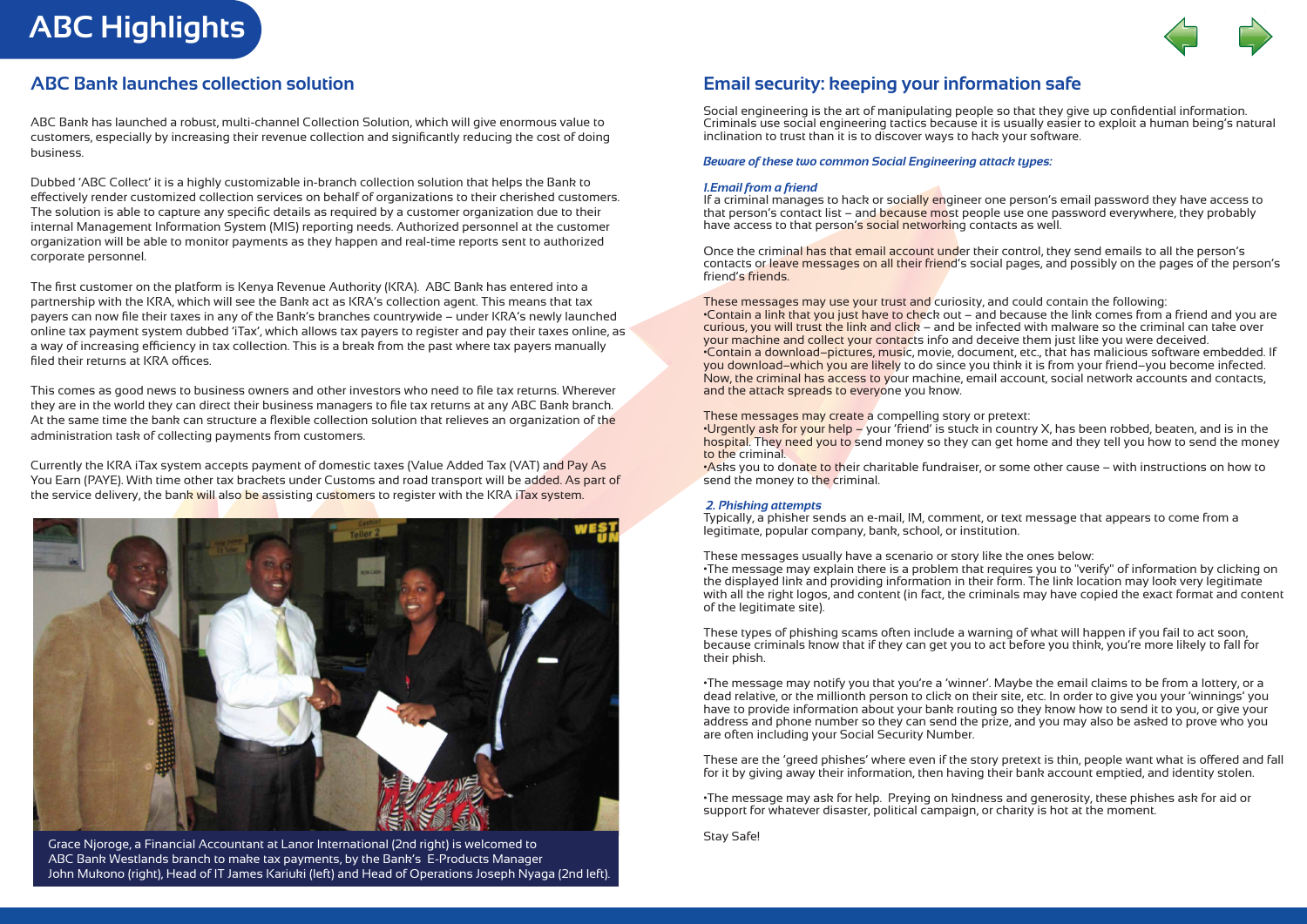# ABC Highlights

## ABC Bank launches collection solution

ABC Bank has launched a robust, multi-channel Collection Solution, which will give enormous value to customers, especially by increasing their revenue collection and significantly reducing the cost of doing business.

Dubbed 'ABC Collect' it is a highly customizable in-branch collection solution that helps the Bank to effectively render customized collection services on behalf of organizations to their cherished customers. The solution is able to capture any specific details as required by a customer organization due to their internal Management Information System (MIS) reporting needs. Authorized personnel at the customer organization will be able to monitor payments as they happen and real-time reports sent to authorized corporate personnel.

The first customer on the platform is Kenya Revenue Authority (KRA). ABC Bank has entered into a partnership with the KRA, which will see the Bank act as KRA's collection agent. This means that tax payers can now file their taxes in any of the Bank's branches countrywide – under KRA's newly launched online tax payment system dubbed 'iTax', which allows tax payers to register and pay their taxes online, as a way of increasing efficiency in tax collection. This is a break from the past where tax payers manually filed their returns at KRA offices.

This comes as good news to business owners and other investors who need to file tax returns. Wherever they are in the world they can direct their business managers to file tax returns at any ABC Bank branch. At the same time the bank can structure a flexible collection solution that relieves an organization of the administration task of collecting payments from customers.

Currently the KRA iTax system accepts payment of domestic taxes (Value Added Tax (VAT) and Pay As You Earn (PAYE). With time other tax brackets under Customs and road transport will be added. As part of the service delivery, the bank will also be assisting customers to register with the KRA iTax system.

Grace Njoroge, a Financial Accountant at Lanor International (2nd right) is welcomed to ABC Bank Westlands branch to make tax payments, by the Bank's E-Products Manager John Mukono (right), Head of IT James Kariuki (left) and Head of Operations Joseph Nyaga (2nd left).

## Email security: keeping your information safe

Social engineering is the art of manipulating people so that they give up confidential information. Criminals use social engineering tactics because it is usually easier to exploit a human being's natural inclination to trust than it is to discover ways to hack your software.

***Beware of these two common Social Engineering attack types:***

***1.Email from a friend***

If a criminal manages to hack or socially engineer one person's email password they have access to that person's contact list – and because most people use one password everywhere, they probably have access to that person's social networking contacts as well.

Once the criminal has that email account under their control, they send emails to all the person's contacts or leave messages on all their friend's social pages, and possibly on the pages of the person's friend's friends.

These messages may use your trust and curiosity, and could contain the following:

•Contain a link that you just have to check out – and because the link comes from a friend and you are curious, you will trust the link and click – and be infected with malware so the criminal can take over your machine and collect your contacts info and deceive them just like you were deceived.

•Contain a download–pictures, music, movie, document, etc., that has malicious software embedded. If you download–which you are likely to do since you think it is from your friend–you become infected. Now, the criminal has access to your machine, email account, social network accounts and contacts, and the attack spreads to everyone you know.

These messages may create a compelling story or pretext:

•Urgently ask for your help – your 'friend' is stuck in country X, has been robbed, beaten, and is in the hospital. They need you to send money so they can get home and they tell you how to send the money to the criminal.

•Asks you to donate to their charitable fundraiser, or some other cause – with instructions on how to send the money to the criminal.

***2. Phishing attempts***

Typically, a phisher sends an e-mail, IM, comment, or text message that appears to come from a legitimate, popular company, bank, school, or institution.

These messages usually have a scenario or story like the ones below:

•The message may explain there is a problem that requires you to "verify" of information by clicking on the displayed link and providing information in their form. The link location may look very legitimate with all the right logos, and content (in fact, the criminals may have copied the exact format and content of the legitimate site).

These types of phishing scams often include a warning of what will happen if you fail to act soon, because criminals know that if they can get you to act before you think, you're more likely to fall for their phish.

•The message may notify you that you're a 'winner'. Maybe the email claims to be from a lottery, or a dead relative, or the millionth person to click on their site, etc. In order to give you your 'winnings' you have to provide information about your bank routing so they know how to send it to you, or give your address and phone number so they can send the prize, and you may also be asked to prove who you are often including your Social Security Number.

These are the 'greed phishes' where even if the story pretext is thin, people want what is offered and fall for it by giving away their information, then having their bank account emptied, and identity stolen.

•The message may ask for help. Preying on kindness and generosity, these phishes ask for aid or support for whatever disaster, political campaign, or charity is hot at the moment.

Stay Safe!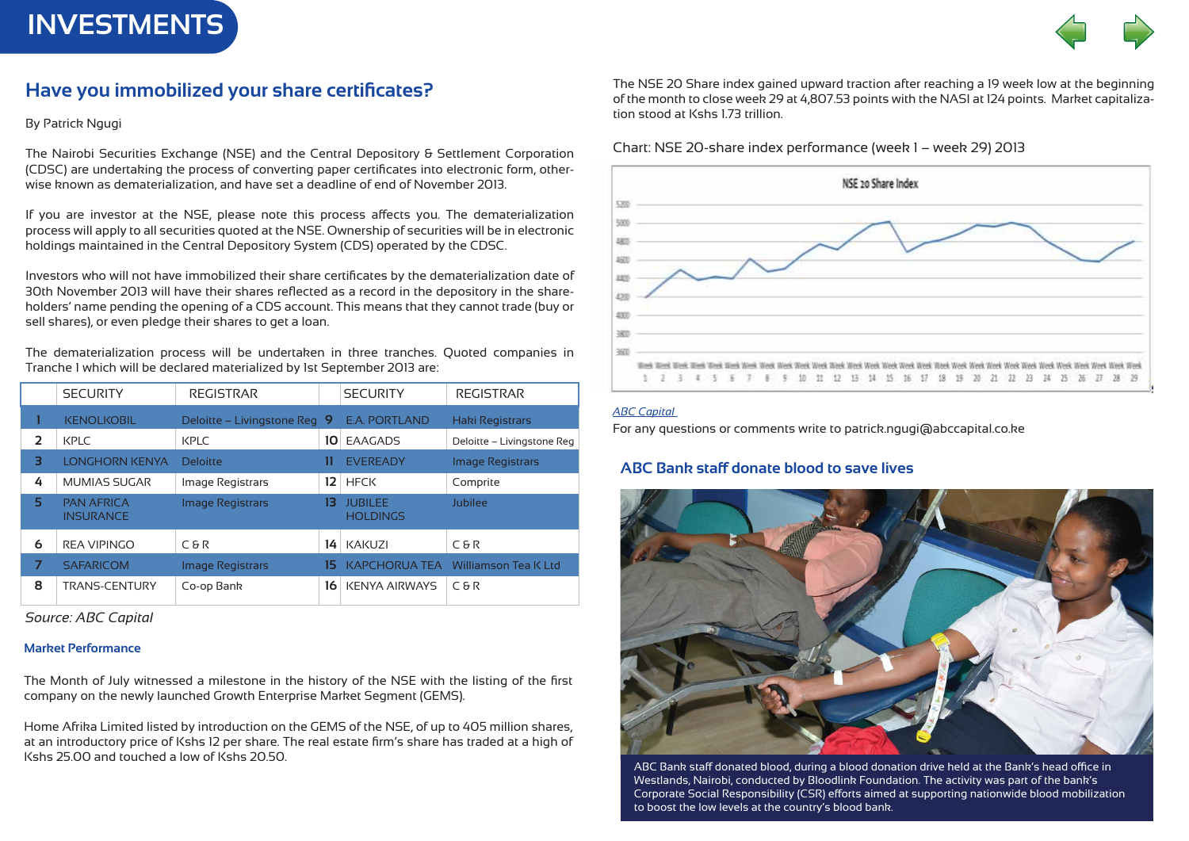# INVESTMENTS

## Have you immobilized your share certificates?

By Patrick Ngugi

The Nairobi Securities Exchange (NSE) and the Central Depository & Settlement Corporation (CDSC) are undertaking the process of converting paper certificates into electronic form, otherwise known as dematerialization, and have set a deadline of end of November 2013.

If you are investor at the NSE, please note this process affects you. The dematerialization process will apply to all securities quoted at the NSE. Ownership of securities will be in electronic holdings maintained in the Central Depository System (CDS) operated by the CDSC.

Investors who will not have immobilized their share certificates by the dematerialization date of 30th November 2013 will have their shares reflected as a record in the depository in the shareholders' name pending the opening of a CDS account. This means that they cannot trade (buy or sell shares), or even pledge their shares to get a loan.

The dematerialization process will be undertaken in three tranches. Quoted companies in Tranche 1 which will be declared materialized by 1st September 2013 are:

| | SECURITY | REGISTRAR | | SECURITY | REGISTRAR |
|---|---|---|---|---|---|
| 1 | KENOLKOBIL | Deloitte – Livingstone Reg | 9 | E.A. PORTLAND | Haki Registrars |
| 2 | KPLC | KPLC | 10 | EAAGADS | Deloitte – Livingstone Reg |
| 3 | LONGHORN KENYA | Deloitte | 11 | EVEREADY | Image Registrars |
| 4 | MUMIAS SUGAR | Image Registrars | 12 | HFCK | Comprite |
| 5 | PAN AFRICA INSURANCE | Image Registrars | 13 | JUBILEE HOLDINGS | Jubilee |
| 6 | REA VIPINGO | C & R | 14 | KAKUZI | C & R |
| 7 | SAFARICOM | Image Registrars | 15 | KAPCHORUA TEA | Williamson Tea K Ltd |
| 8 | TRANS-CENTURY | Co-op Bank | 16 | KENYA AIRWAYS | C & R |

*Source: ABC Capital*

### Market Performance

The Month of July witnessed a milestone in the history of the NSE with the listing of the first company on the newly launched Growth Enterprise Market Segment (GEMS).

Home Afrika Limited listed by introduction on the GEMS of the NSE, of up to 405 million shares, at an introductory price of Kshs 12 per share. The real estate firm's share has traded at a high of Kshs 25.00 and touched a low of Kshs 20.50.

The NSE 20 Share index gained upward traction after reaching a 19 week low at the beginning of the month to close week 29 at 4,807.53 points with the NASI at 124 points. Market capitalization stood at Kshs 1.73 trillion.

Chart: NSE 20-share index performance (week 1 – week 29) 2013

ABC Capital

For any questions or comments write to patrick.ngugi@abccapital.co.ke

## ABC Bank staff donate blood to save lives

ABC Bank staff donated blood, during a blood donation drive held at the Bank's head office in Westlands, Nairobi, conducted by Bloodlink Foundation. The activity was part of the bank's Corporate Social Responsibility (CSR) efforts aimed at supporting nationwide blood mobilization to boost the low levels at the country's blood bank.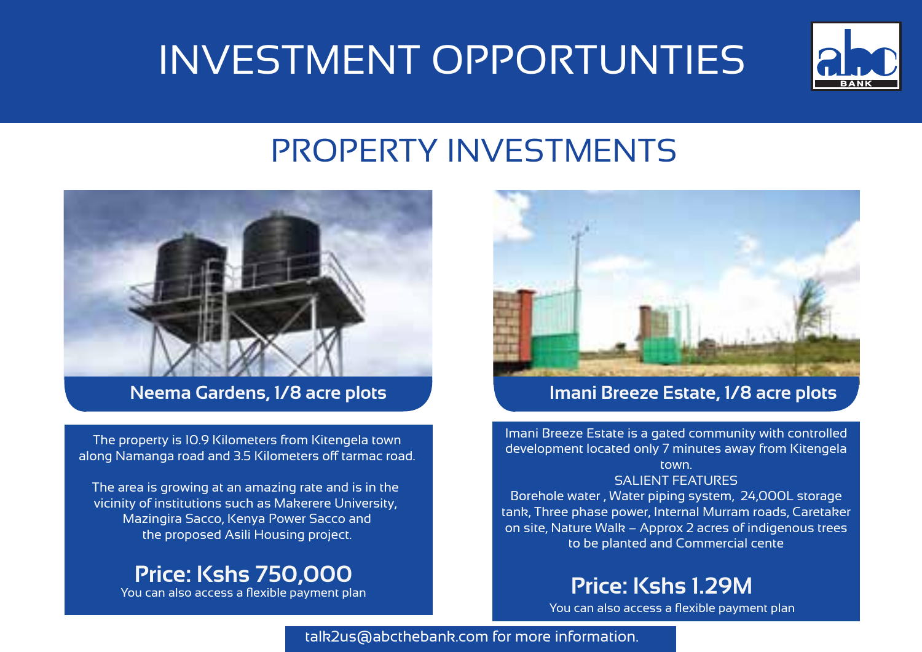# INVESTMENT OPPORTUNTIES

## PROPERTY INVESTMENTS

### Neema Gardens, 1/8 acre plots

The property is 10.9 Kilometers from Kitengela town along Namanga road and 3.5 Kilometers off tarmac road.

The area is growing at an amazing rate and is in the vicinity of institutions such as Makerere University, Mazingira Sacco, Kenya Power Sacco and the proposed Asili Housing project.

**Price: Kshs 750,000**
You can also access a flexible payment plan

### Imani Breeze Estate, 1/8 acre plots

Imani Breeze Estate is a gated community with controlled development located only 7 minutes away from Kitengela town.

SALIENT FEATURES

Borehole water , Water piping system, 24,000L storage tank, Three phase power, Internal Murram roads, Caretaker on site, Nature Walk – Approx 2 acres of indigenous trees to be planted and Commercial cente

**Price: Kshs 1.29M**
You can also access a flexible payment plan

talk2us@abcthebank.com for more information.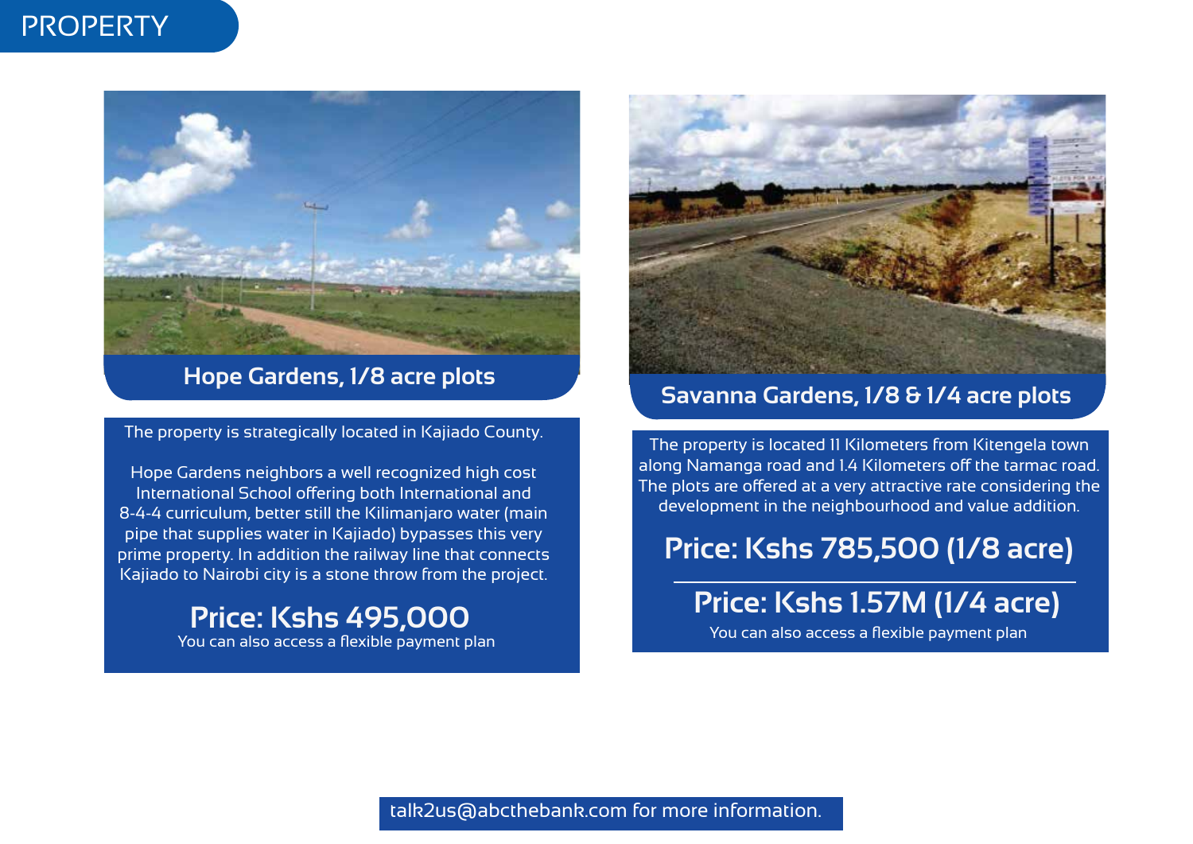# PROPERTY

## Hope Gardens, 1/8 acre plots

The property is strategically located in Kajiado County.

Hope Gardens neighbors a well recognized high cost International School offering both International and 8-4-4 curriculum, better still the Kilimanjaro water (main pipe that supplies water in Kajiado) bypasses this very prime property. In addition the railway line that connects Kajiado to Nairobi city is a stone throw from the project.

**Price: Kshs 495,000**

You can also access a flexible payment plan

## Savanna Gardens, 1/8 & 1/4 acre plots

The property is located 11 Kilometers from Kitengela town along Namanga road and 1.4 Kilometers off the tarmac road. The plots are offered at a very attractive rate considering the development in the neighbourhood and value addition.

**Price: Kshs 785,500 (1/8 acre)**

---

**Price: Kshs 1.57M (1/4 acre)**

You can also access a flexible payment plan

talk2us@abcthebank.com for more information.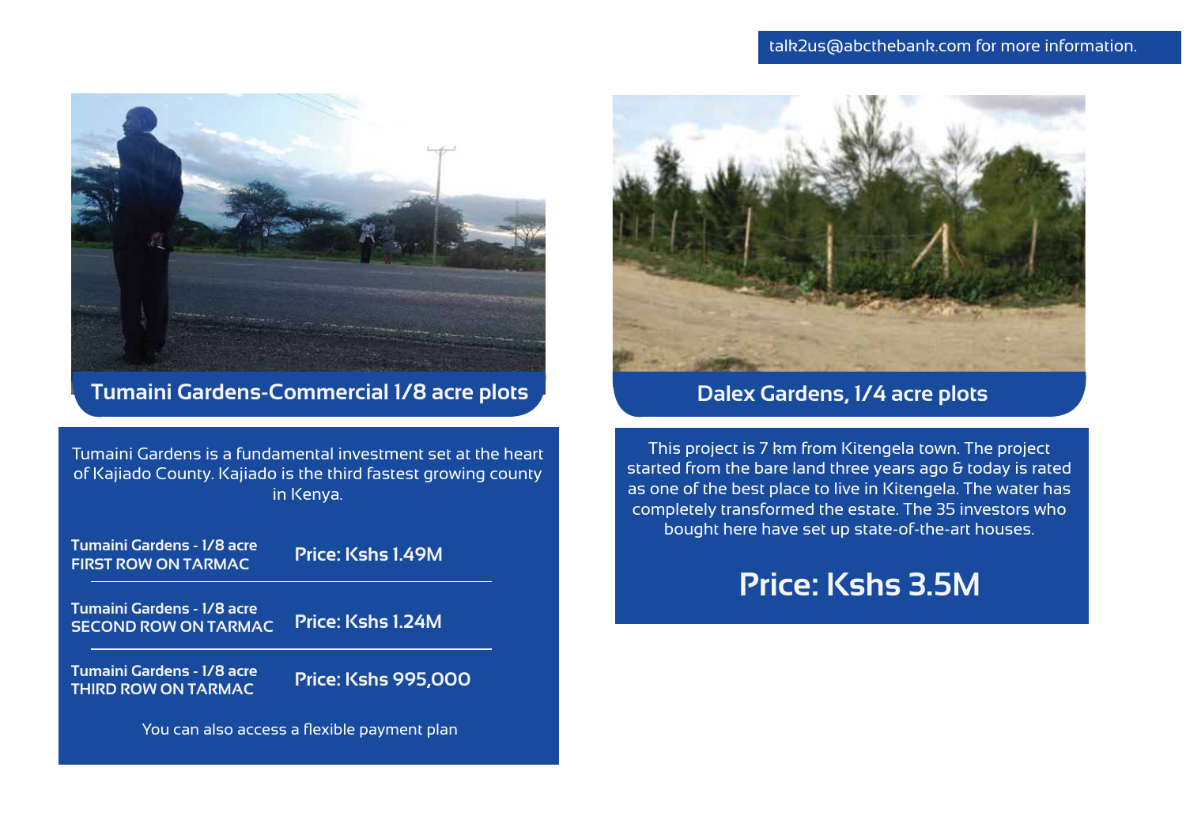talk2us@abcthebank.com for more information.

## Tumaini Gardens-Commercial 1/8 acre plots

Tumaini Gardens is a fundamental investment set at the heart of Kajiado County. Kajiado is the third fastest growing county in Kenya.

| | |
|---|---|
| **Tumaini Gardens - 1/8 acre FIRST ROW ON TARMAC** | **Price: Kshs 1.49M** |
| **Tumaini Gardens - 1/8 acre SECOND ROW ON TARMAC** | **Price: Kshs 1.24M** |
| **Tumaini Gardens - 1/8 acre THIRD ROW ON TARMAC** | **Price: Kshs 995,000** |

You can also access a flexible payment plan

## Dalex Gardens, 1/4 acre plots

This project is 7 km from Kitengela town. The project started from the bare land three years ago & today is rated as one of the best place to live in Kitengela. The water has completely transformed the estate. The 35 investors who bought here have set up state-of-the-art houses.

## Price: Kshs 3.5M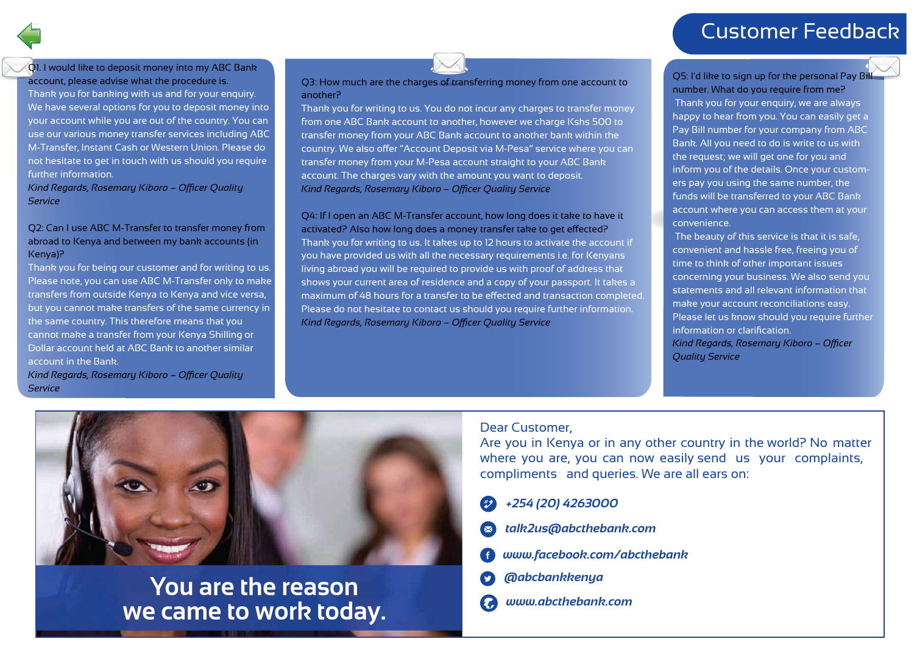# Customer Feedback

Q1. I would like to deposit money into my ABC Bank account, please advise what the procedure is.

Thank you for banking with us and for your enquiry. We have several options for you to deposit money into your account while you are out of the country. You can use our various money transfer services including ABC M-Transfer, Instant Cash or Western Union. Please do not hesitate to get in touch with us should you require further information.

*Kind Regards, Rosemary Kiboro – Officer Quality Service*

Q2: Can I use ABC M-Transfer to transfer money from abroad to Kenya and between my bank accounts (in Kenya)?

Thank you for being our customer and for writing to us. Please note, you can use ABC M-Transfer only to make transfers from outside Kenya to Kenya and vice versa, but you cannot make transfers of the same currency in the same country. This therefore means that you cannot make a transfer from your Kenya Shilling or Dollar account held at ABC Bank to another similar account in the Bank.

*Kind Regards, Rosemary Kiboro – Officer Quality Service*

Q3: How much are the charges of transferring money from one account to another?

Thank you for writing to us. You do not incur any charges to transfer money from one ABC Bank account to another, however we charge Kshs 500 to transfer money from your ABC Bank account to another bank within the country. We also offer "Account Deposit via M-Pesa" service where you can transfer money from your M-Pesa account straight to your ABC Bank account. The charges vary with the amount you want to deposit.

*Kind Regards, Rosemary Kiboro – Officer Quality Service*

Q4: If I open an ABC M-Transfer account, how long does it take to have it activated? Also how long does a money transfer take to get effected?

Thank you for writing to us. It takes up to 12 hours to activate the account if you have provided us with all the necessary requirements i.e. for Kenyans living abroad you will be required to provide us with proof of address that shows your current area of residence and a copy of your passport. It takes a maximum of 48 hours for a transfer to be effected and transaction completed. Please do not hesitate to contact us should you require further information.

*Kind Regards, Rosemary Kiboro – Officer Quality Service*

Q5: I'd like to sign up for the personal Pay Bill number. What do you require from me?

Thank you for your enquiry, we are always happy to hear from you. You can easily get a Pay Bill number for your company from ABC Bank. All you need to do is write to us with the request; we will get one for you and inform you of the details. Once your customers pay you using the same number, the funds will be transferred to your ABC Bank account where you can access them at your convenience.

The beauty of this service is that it is safe, convenient and hassle free, freeing you of time to think of other important issues concerning your business. We also send you statements and all relevant information that make your account reconciliations easy. Please let us know should you require further information or clarification.

*Kind Regards, Rosemary Kiboro – Officer Quality Service*

**You are the reason we came to work today.**

Dear Customer,

Are you in Kenya or in any other country in the world? No matter where you are, you can now easily send us your complaints, compliments and queries. We are all ears on:

- *+254 (20) 4263000*
- *talk2us@abcthebank.com*
- *www.facebook.com/abcthebank*
- *@abcbankkenya*
- *www.abcthebank.com*